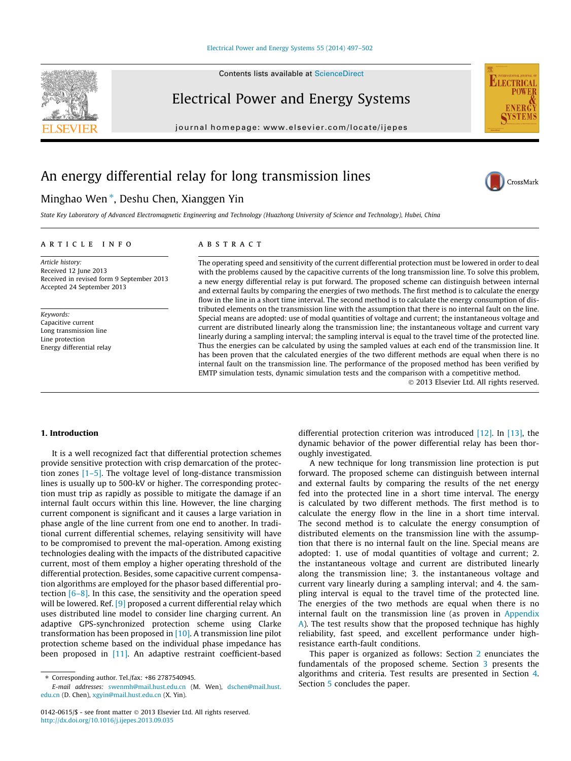# An energy differential relay for long transmission lines

Minghao Wen *, Deshu Chen, Xianggen Yin

*State Key Laboratory of Advanced Electromagnetic Engineering and Technology (Huazhong University of Science and Technology), Hubei, China*

## ARTICLE INFO

*Article history:*
Received 12 June 2013
Received in revised form 9 September 2013
Accepted 24 September 2013

*Keywords:*
Capacitive current
Long transmission line
Line protection
Energy differential relay

## ABSTRACT

The operating speed and sensitivity of the current differential protection must be lowered in order to deal with the problems caused by the capacitive currents of the long transmission line. To solve this problem, a new energy differential relay is put forward. The proposed scheme can distinguish between internal and external faults by comparing the energies of two methods. The first method is to calculate the energy flow in the line in a short time interval. The second method is to calculate the energy consumption of distributed elements on the transmission line with the assumption that there is no internal fault on the line. Special means are adopted: use of modal quantities of voltage and current; the instantaneous voltage and current are distributed linearly along the transmission line; the instantaneous voltage and current vary linearly during a sampling interval; the sampling interval is equal to the travel time of the protected line. Thus the energies can be calculated by using the sampled values at each end of the transmission line. It has been proven that the calculated energies of the two different methods are equal when there is no internal fault on the transmission line. The performance of the proposed method has been verified by EMTP simulation tests, dynamic simulation tests and the comparison with a competitive method.

© 2013 Elsevier Ltd. All rights reserved.

## 1. Introduction

It is a well recognized fact that differential protection schemes provide sensitive protection with crisp demarcation of the protection zones [1–5]. The voltage level of long-distance transmission lines is usually up to 500-kV or higher. The corresponding protection must trip as rapidly as possible to mitigate the damage if an internal fault occurs within this line. However, the line charging current component is significant and it causes a large variation in phase angle of the line current from one end to another. In traditional current differential schemes, relaying sensitivity will have to be compromised to prevent the mal-operation. Among existing technologies dealing with the impacts of the distributed capacitive current, most of them employ a higher operating threshold of the differential protection. Besides, some capacitive current compensation algorithms are employed for the phasor based differential protection [6–8]. In this case, the sensitivity and the operation speed will be lowered. Ref. [9] proposed a current differential relay which uses distributed line model to consider line charging current. An adaptive GPS-synchronized protection scheme using Clarke transformation has been proposed in [10]. A transmission line pilot protection scheme based on the individual phase impedance has been proposed in [11]. An adaptive restraint coefficient-based differential protection criterion was introduced [12]. In [13], the dynamic behavior of the power differential relay has been thoroughly investigated.

A new technique for long transmission line protection is put forward. The proposed scheme can distinguish between internal and external faults by comparing the results of the net energy fed into the protected line in a short time interval. The energy is calculated by two different methods. The first method is to calculate the energy flow in the line in a short time interval. The second method is to calculate the energy consumption of distributed elements on the transmission line with the assumption that there is no internal fault on the line. Special means are adopted: 1. use of modal quantities of voltage and current; 2. the instantaneous voltage and current are distributed linearly along the transmission line; 3. the instantaneous voltage and current vary linearly during a sampling interval; and 4. the sampling interval is equal to the travel time of the protected line. The energies of the two methods are equal when there is no internal fault on the transmission line (as proven in Appendix A). The test results show that the proposed technique has highly reliability, fast speed, and excellent performance under high-resistance earth-fault conditions.

This paper is organized as follows: Section 2 enunciates the fundamentals of the proposed scheme. Section 3 presents the algorithms and criteria. Test results are presented in Section 4. Section 5 concludes the paper.

---

* Corresponding author. Tel./fax: +86 2787540945.
*E-mail addresses:* swenmh@mail.hust.edu.cn (M. Wen), dschen@mail.hust.edu.cn (D. Chen), xgyin@mail.hust.edu.cn (X. Yin).

0142-0615/$ - see front matter © 2013 Elsevier Ltd. All rights reserved.
http://dx.doi.org/10.1016/j.ijepes.2013.09.035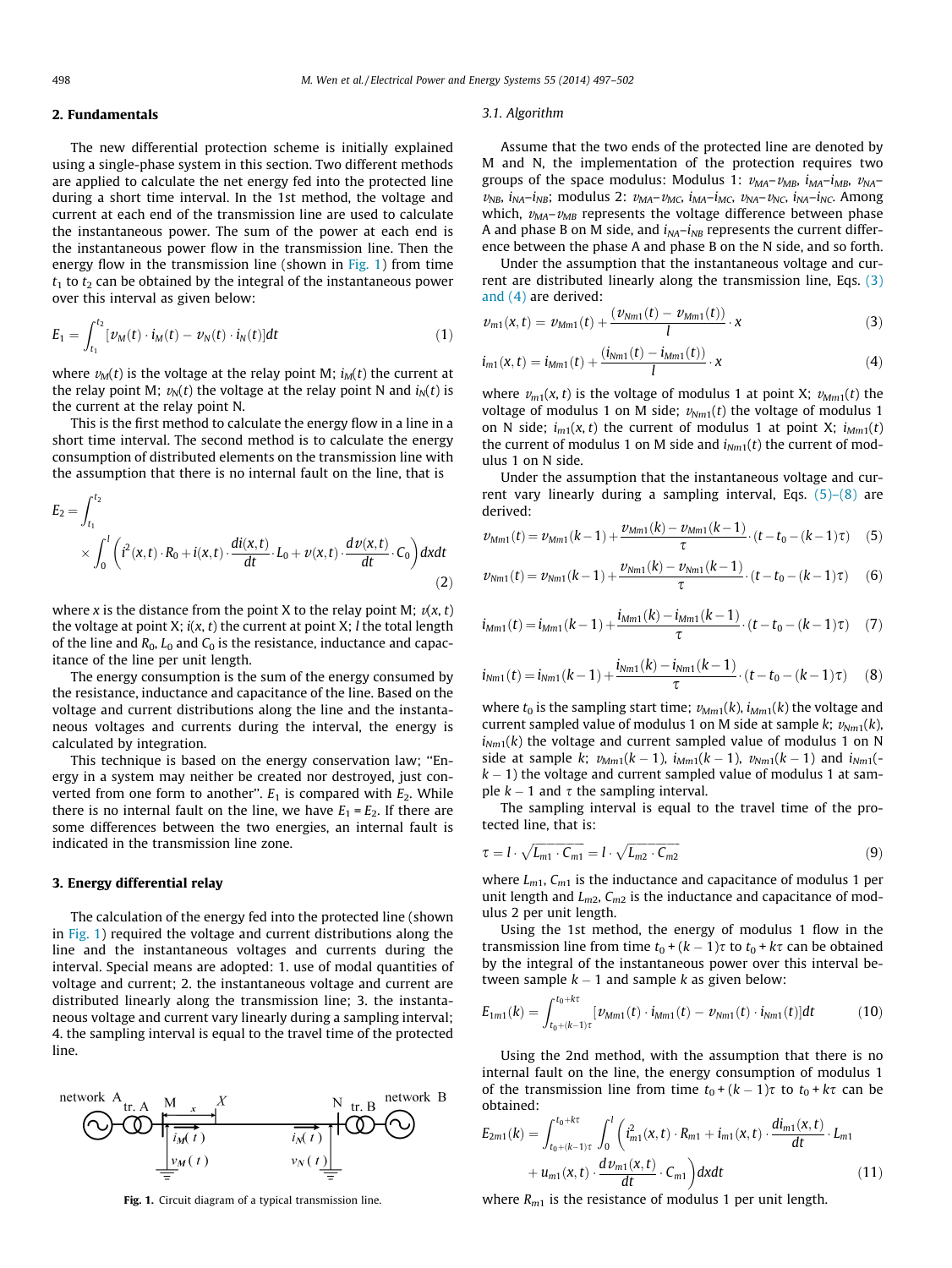## 2. Fundamentals

The new differential protection scheme is initially explained using a single-phase system in this section. Two different methods are applied to calculate the net energy fed into the protected line during a short time interval. In the 1st method, the voltage and current at each end of the transmission line are used to calculate the instantaneous power. The sum of the power at each end is the instantaneous power flow in the transmission line. Then the energy flow in the transmission line (shown in Fig. 1) from time $t_1$ to $t_2$ can be obtained by the integral of the instantaneous power over this interval as given below:

$$E_1 = \int_{t_1}^{t_2} [v_M(t) \cdot i_M(t) - v_N(t) \cdot i_N(t)]dt \tag{1}$$

where $v_M(t)$ is the voltage at the relay point M; $i_M(t)$ the current at the relay point M; $v_N(t)$ the voltage at the relay point N and $i_N(t)$ is the current at the relay point N.

This is the first method to calculate the energy flow in a line in a short time interval. The second method is to calculate the energy consumption of distributed elements on the transmission line with the assumption that there is no internal fault on the line, that is

$$E_2 = \int_{t_1}^{t_2} \times \int_0^l \left( i^2(x,t) \cdot R_0 + i(x,t) \cdot \frac{di(x,t)}{dt} \cdot L_0 + v(x,t) \cdot \frac{dv(x,t)}{dt} \cdot C_0 \right) dxdt \tag{2}$$

where $x$ is the distance from the point X to the relay point M; $v(x, t)$ the voltage at point X; $i(x, t)$ the current at point X; $l$ the total length of the line and $R_0$, $L_0$ and $C_0$ is the resistance, inductance and capacitance of the line per unit length.

The energy consumption is the sum of the energy consumed by the resistance, inductance and capacitance of the line. Based on the voltage and current distributions along the line and the instantaneous voltages and currents during the interval, the energy is calculated by integration.

This technique is based on the energy conservation law; "Energy in a system may neither be created nor destroyed, just converted from one form to another". $E_1$ is compared with $E_2$. While there is no internal fault on the line, we have $E_1 = E_2$. If there are some differences between the two energies, an internal fault is indicated in the transmission line zone.

## 3. Energy differential relay

The calculation of the energy fed into the protected line (shown in Fig. 1) required the voltage and current distributions along the line and the instantaneous voltages and currents during the interval. Special means are adopted: 1. use of modal quantities of voltage and current; 2. the instantaneous voltage and current are distributed linearly along the transmission line; 3. the instantaneous voltage and current vary linearly during a sampling interval; 4. the sampling interval is equal to the travel time of the protected line.

Fig. 1. Circuit diagram of a typical transmission line.

### 3.1. Algorithm

Assume that the two ends of the protected line are denoted by M and N, the implementation of the protection requires two groups of the space modulus: Modulus 1: $v_{MA}$–$v_{MB}$, $i_{MA}$–$i_{MB}$, $v_{NA}$–$v_{NB}$, $i_{NA}$–$i_{NB}$; modulus 2: $v_{MA}$–$v_{MC}$, $i_{MA}$–$i_{MC}$, $v_{NA}$–$v_{NC}$, $i_{NA}$–$i_{NC}$. Among which, $v_{MA}$–$v_{MB}$ represents the voltage difference between phase A and phase B on M side, and $i_{NA}$–$i_{NB}$ represents the current difference between the phase A and phase B on the N side, and so forth.

Under the assumption that the instantaneous voltage and current are distributed linearly along the transmission line, Eqs. (3) and (4) are derived:

$$v_{m1}(x,t) = v_{Mm1}(t) + \frac{(v_{Nm1}(t) - v_{Mm1}(t))}{l} \cdot x \tag{3}$$

$$i_{m1}(x,t) = i_{Mm1}(t) + \frac{(i_{Nm1}(t) - i_{Mm1}(t))}{l} \cdot x \tag{4}$$

where $v_{m1}(x, t)$ is the voltage of modulus 1 at point X; $v_{Mm1}(t)$ the voltage of modulus 1 on M side; $v_{Nm1}(t)$ the voltage of modulus 1 on N side; $i_{m1}(x, t)$ the current of modulus 1 at point X; $i_{Mm1}(t)$ the current of modulus 1 on M side and $i_{Nm1}(t)$ the current of modulus 1 on N side.

Under the assumption that the instantaneous voltage and current vary linearly during a sampling interval, Eqs. (5)–(8) are derived:

$$v_{Mm1}(t) = v_{Mm1}(k-1) + \frac{v_{Mm1}(k) - v_{Mm1}(k-1)}{\tau} \cdot (t - t_0 - (k-1)\tau) \tag{5}$$

$$v_{Nm1}(t) = v_{Nm1}(k-1) + \frac{v_{Nm1}(k) - v_{Nm1}(k-1)}{\tau} \cdot (t - t_0 - (k-1)\tau) \tag{6}$$

$$i_{Mm1}(t) = i_{Mm1}(k-1) + \frac{i_{Mm1}(k) - i_{Mm1}(k-1)}{\tau} \cdot (t - t_0 - (k-1)\tau) \tag{7}$$

$$i_{Nm1}(t) = i_{Nm1}(k-1) + \frac{i_{Nm1}(k) - i_{Nm1}(k-1)}{\tau} \cdot (t - t_0 - (k-1)\tau) \tag{8}$$

where $t_0$ is the sampling start time; $v_{Mm1}(k)$, $i_{Mm1}(k)$ the voltage and current sampled value of modulus 1 on M side at sample $k$; $v_{Nm1}(k)$, $i_{Nm1}(k)$ the voltage and current sampled value of modulus 1 on N side at sample $k$; $v_{Mm1}(k-1)$, $i_{Mm1}(k-1)$, $v_{Nm1}(k-1)$ and $i_{Nm1}(k-1)$ the voltage and current sampled value of modulus 1 at sample $k-1$ and $\tau$ the sampling interval.

The sampling interval is equal to the travel time of the protected line, that is:

$$\tau = l \cdot \sqrt{L_{m1} \cdot C_{m1}} = l \cdot \sqrt{L_{m2} \cdot C_{m2}} \tag{9}$$

where $L_{m1}$, $C_{m1}$ is the inductance and capacitance of modulus 1 per unit length and $L_{m2}$, $C_{m2}$ is the inductance and capacitance of modulus 2 per unit length.

Using the 1st method, the energy of modulus 1 flow in the transmission line from time $t_0 + (k-1)\tau$ to $t_0 + k\tau$ can be obtained by the integral of the instantaneous power over this interval between sample $k-1$ and sample $k$ as given below:

$$E_{1m1}(k) = \int_{t_0+(k-1)\tau}^{t_0+k\tau} [v_{Mm1}(t) \cdot i_{Mm1}(t) - v_{Nm1}(t) \cdot i_{Nm1}(t)]dt \tag{10}$$

Using the 2nd method, with the assumption that there is no internal fault on the line, the energy consumption of modulus 1 of the transmission line from time $t_0 + (k-1)\tau$ to $t_0 + k\tau$ can be obtained:

$$E_{2m1}(k) = \int_{t_0+(k-1)\tau}^{t_0+k\tau} \int_0^l \left( i_{m1}^2(x,t) \cdot R_{m1} + i_{m1}(x,t) \cdot \frac{di_{m1}(x,t)}{dt} \cdot L_{m1} + u_{m1}(x,t) \cdot \frac{dv_{m1}(x,t)}{dt} \cdot C_{m1} \right) dxdt \tag{11}$$

where $R_{m1}$ is the resistance of modulus 1 per unit length.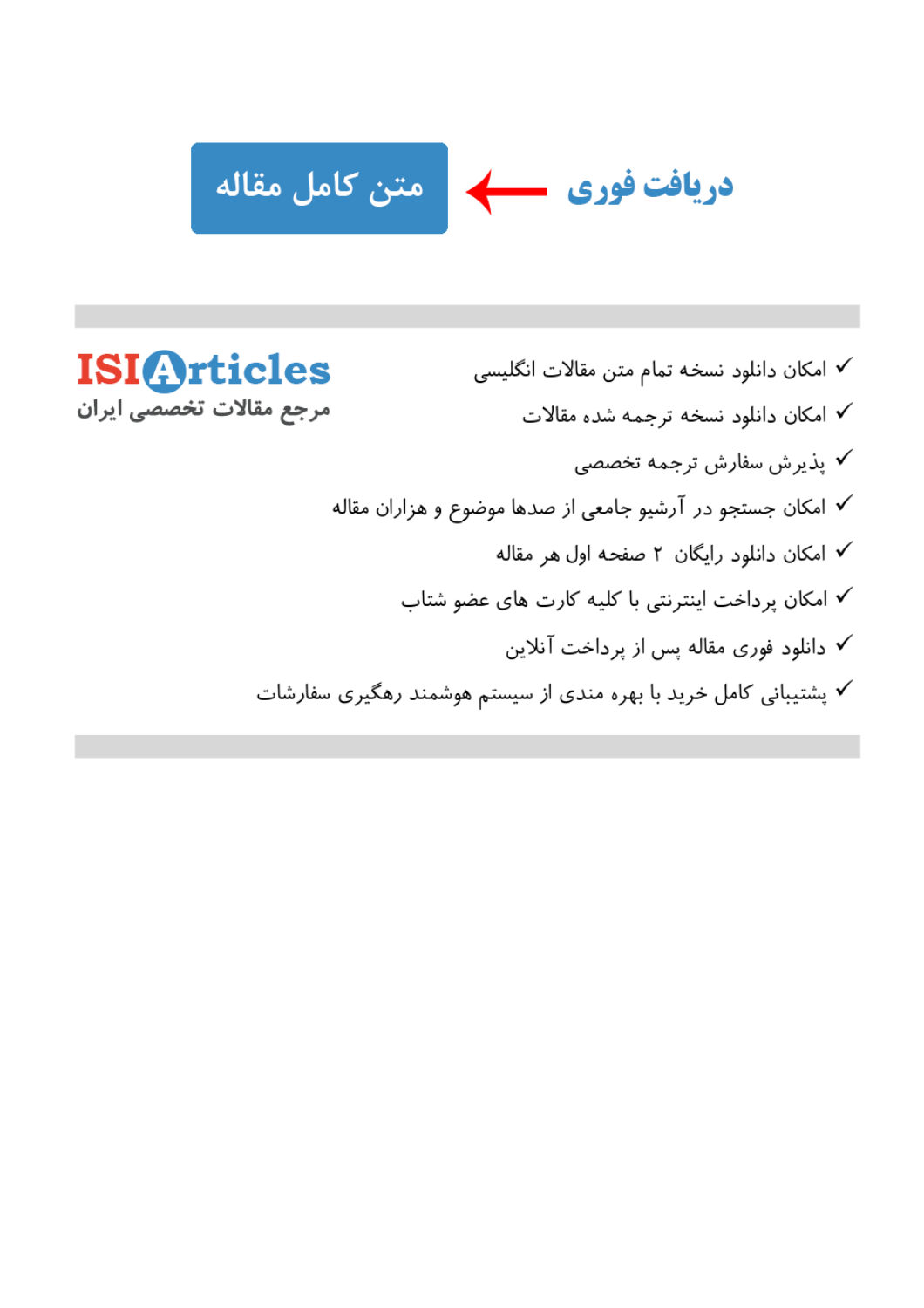دریافت فوری ← **متن کامل مقاله**

**ISIArticles**
مرجع مقالات تخصصی ایران

- ✓ امکان دانلود نسخه تمام متن مقالات انگلیسی
- ✓ امکان دانلود نسخه ترجمه شده مقالات
- ✓ پذیرش سفارش ترجمه تخصصی
- ✓ امکان جستجو در آرشیو جامعی از صدها موضوع و هزاران مقاله
- ✓ امکان دانلود رایگان ۲ صفحه اول هر مقاله
- ✓ امکان پرداخت اینترنتی با کلیه کارت های عضو شتاب
- ✓ دانلود فوری مقاله پس از پرداخت آنلاین
- ✓ پشتیبانی کامل خرید با بهره مندی از سیستم هوشمند رهگیری سفارشات